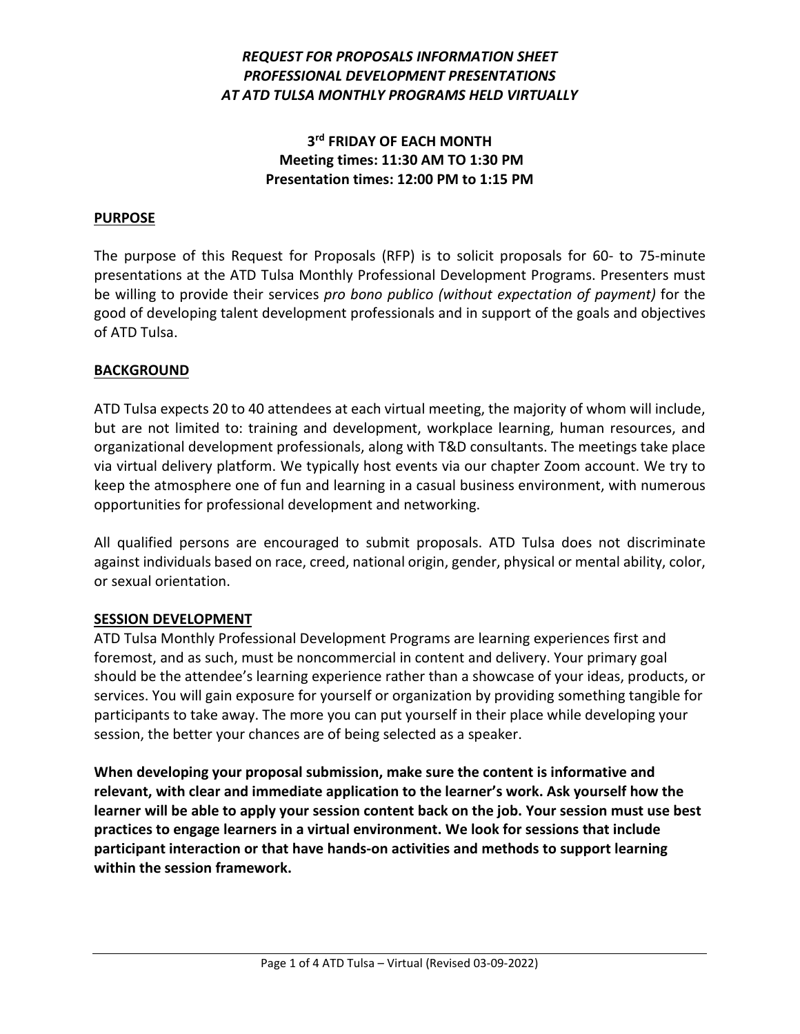***REQUEST FOR PROPOSALS INFORMATION SHEET***
***PROFESSIONAL DEVELOPMENT PRESENTATIONS***
***AT ATD TULSA MONTHLY PROGRAMS HELD VIRTUALLY***

**3rd FRIDAY OF EACH MONTH**
**Meeting times: 11:30 AM TO 1:30 PM**
**Presentation times: 12:00 PM to 1:15 PM**

## PURPOSE

The purpose of this Request for Proposals (RFP) is to solicit proposals for 60- to 75-minute presentations at the ATD Tulsa Monthly Professional Development Programs. Presenters must be willing to provide their services *pro bono publico (without expectation of payment)* for the good of developing talent development professionals and in support of the goals and objectives of ATD Tulsa.

## BACKGROUND

ATD Tulsa expects 20 to 40 attendees at each virtual meeting, the majority of whom will include, but are not limited to: training and development, workplace learning, human resources, and organizational development professionals, along with T&D consultants. The meetings take place via virtual delivery platform. We typically host events via our chapter Zoom account. We try to keep the atmosphere one of fun and learning in a casual business environment, with numerous opportunities for professional development and networking.

All qualified persons are encouraged to submit proposals. ATD Tulsa does not discriminate against individuals based on race, creed, national origin, gender, physical or mental ability, color, or sexual orientation.

## SESSION DEVELOPMENT

ATD Tulsa Monthly Professional Development Programs are learning experiences first and foremost, and as such, must be noncommercial in content and delivery. Your primary goal should be the attendee's learning experience rather than a showcase of your ideas, products, or services. You will gain exposure for yourself or organization by providing something tangible for participants to take away. The more you can put yourself in their place while developing your session, the better your chances are of being selected as a speaker.

**When developing your proposal submission, make sure the content is informative and relevant, with clear and immediate application to the learner's work. Ask yourself how the learner will be able to apply your session content back on the job. Your session must use best practices to engage learners in a virtual environment. We look for sessions that include participant interaction or that have hands-on activities and methods to support learning within the session framework.**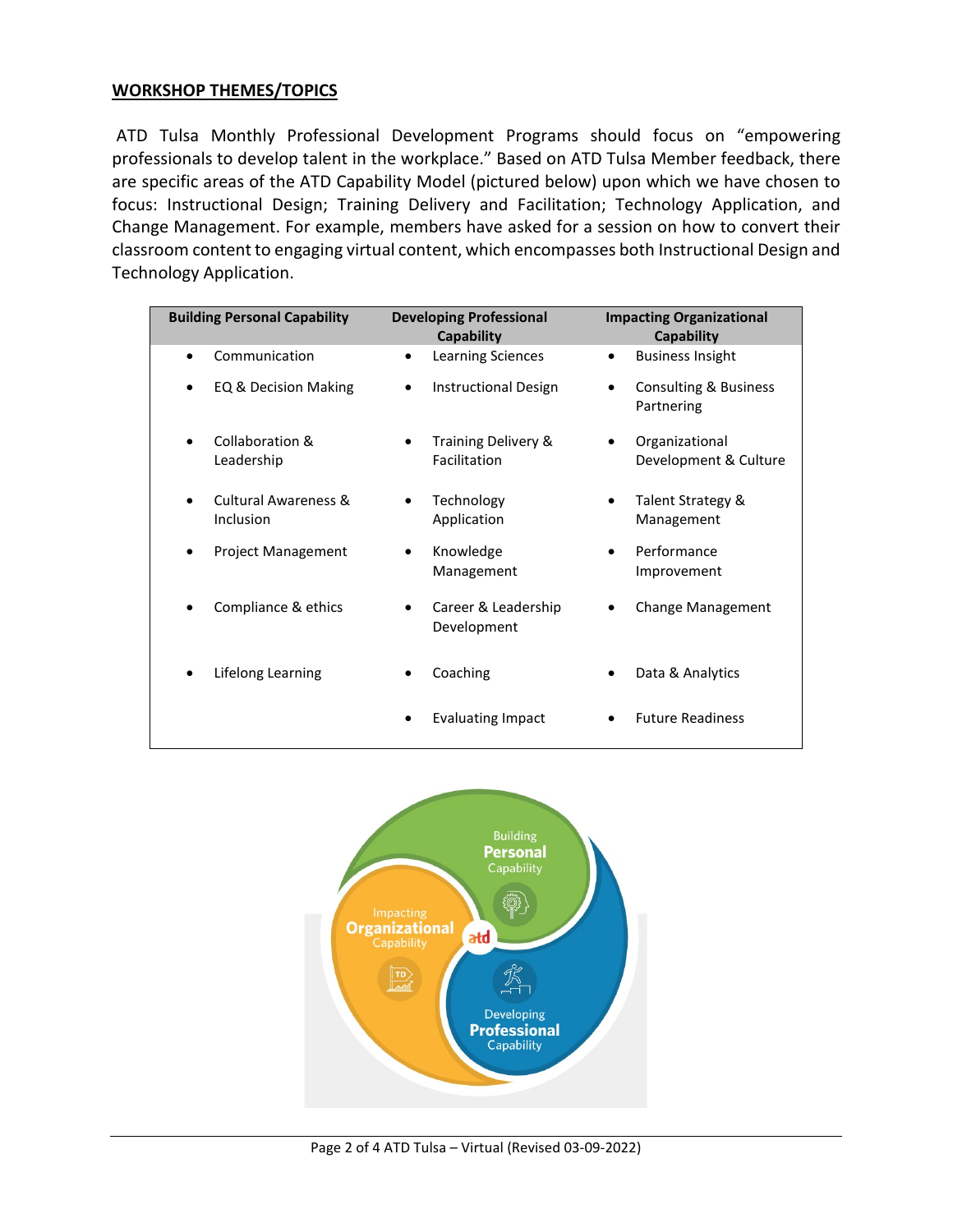## WORKSHOP THEMES/TOPICS

ATD Tulsa Monthly Professional Development Programs should focus on "empowering professionals to develop talent in the workplace." Based on ATD Tulsa Member feedback, there are specific areas of the ATD Capability Model (pictured below) upon which we have chosen to focus: Instructional Design; Training Delivery and Facilitation; Technology Application, and Change Management. For example, members have asked for a session on how to convert their classroom content to engaging virtual content, which encompasses both Instructional Design and Technology Application.

| Building Personal Capability | Developing Professional Capability | Impacting Organizational Capability |
|---|---|---|
| • Communication | • Learning Sciences | • Business Insight |
| • EQ & Decision Making | • Instructional Design | • Consulting & Business Partnering |
| • Collaboration & Leadership | • Training Delivery & Facilitation | • Organizational Development & Culture |
| • Cultural Awareness & Inclusion | • Technology Application | • Talent Strategy & Management |
| • Project Management | • Knowledge Management | • Performance Improvement |
| • Compliance & ethics | • Career & Leadership Development | • Change Management |
| • Lifelong Learning | • Coaching | • Data & Analytics |
| | • Evaluating Impact | • Future Readiness |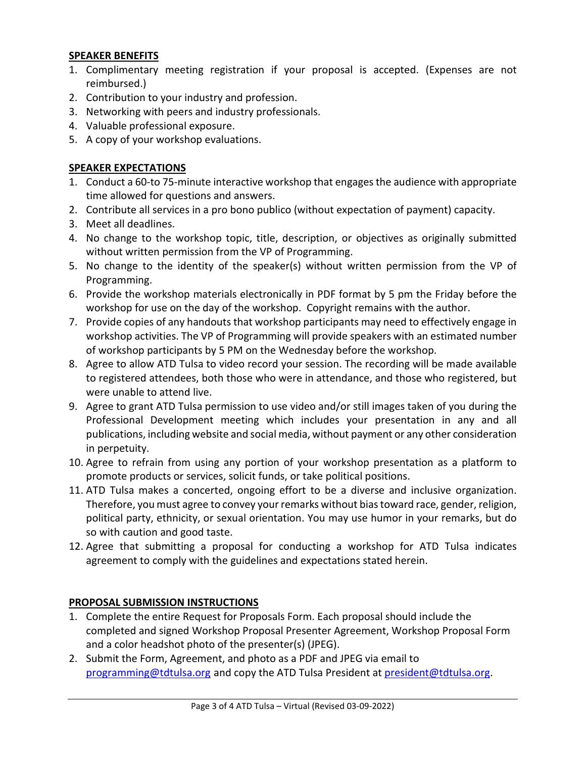## SPEAKER BENEFITS

1. Complimentary meeting registration if your proposal is accepted. (Expenses are not reimbursed.)
2. Contribution to your industry and profession.
3. Networking with peers and industry professionals.
4. Valuable professional exposure.
5. A copy of your workshop evaluations.

## SPEAKER EXPECTATIONS

1. Conduct a 60-to 75-minute interactive workshop that engages the audience with appropriate time allowed for questions and answers.
2. Contribute all services in a pro bono publico (without expectation of payment) capacity.
3. Meet all deadlines.
4. No change to the workshop topic, title, description, or objectives as originally submitted without written permission from the VP of Programming.
5. No change to the identity of the speaker(s) without written permission from the VP of Programming.
6. Provide the workshop materials electronically in PDF format by 5 pm the Friday before the workshop for use on the day of the workshop. Copyright remains with the author.
7. Provide copies of any handouts that workshop participants may need to effectively engage in workshop activities. The VP of Programming will provide speakers with an estimated number of workshop participants by 5 PM on the Wednesday before the workshop.
8. Agree to allow ATD Tulsa to video record your session. The recording will be made available to registered attendees, both those who were in attendance, and those who registered, but were unable to attend live.
9. Agree to grant ATD Tulsa permission to use video and/or still images taken of you during the Professional Development meeting which includes your presentation in any and all publications, including website and social media, without payment or any other consideration in perpetuity.
10. Agree to refrain from using any portion of your workshop presentation as a platform to promote products or services, solicit funds, or take political positions.
11. ATD Tulsa makes a concerted, ongoing effort to be a diverse and inclusive organization. Therefore, you must agree to convey your remarks without bias toward race, gender, religion, political party, ethnicity, or sexual orientation. You may use humor in your remarks, but do so with caution and good taste.
12. Agree that submitting a proposal for conducting a workshop for ATD Tulsa indicates agreement to comply with the guidelines and expectations stated herein.

## PROPOSAL SUBMISSION INSTRUCTIONS

1. Complete the entire Request for Proposals Form. Each proposal should include the completed and signed Workshop Proposal Presenter Agreement, Workshop Proposal Form and a color headshot photo of the presenter(s) (JPEG).
2. Submit the Form, Agreement, and photo as a PDF and JPEG via email to programming@tdtulsa.org and copy the ATD Tulsa President at president@tdtulsa.org.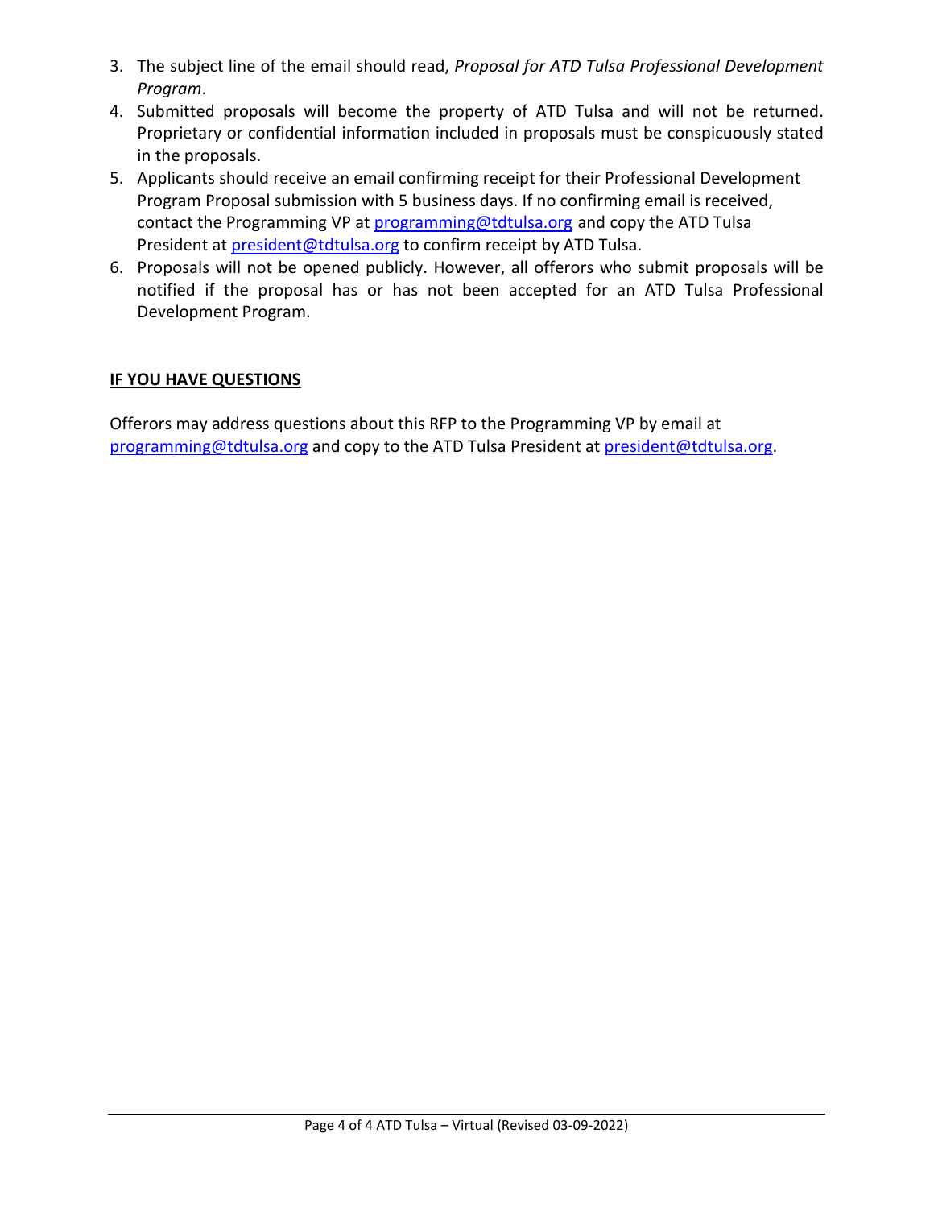3. The subject line of the email should read, *Proposal for ATD Tulsa Professional Development Program*.
4. Submitted proposals will become the property of ATD Tulsa and will not be returned. Proprietary or confidential information included in proposals must be conspicuously stated in the proposals.
5. Applicants should receive an email confirming receipt for their Professional Development Program Proposal submission with 5 business days. If no confirming email is received, contact the Programming VP at programming@tdtulsa.org and copy the ATD Tulsa President at president@tdtulsa.org to confirm receipt by ATD Tulsa.
6. Proposals will not be opened publicly. However, all offerors who submit proposals will be notified if the proposal has or has not been accepted for an ATD Tulsa Professional Development Program.

## IF YOU HAVE QUESTIONS

Offerors may address questions about this RFP to the Programming VP by email at programming@tdtulsa.org and copy to the ATD Tulsa President at president@tdtulsa.org.